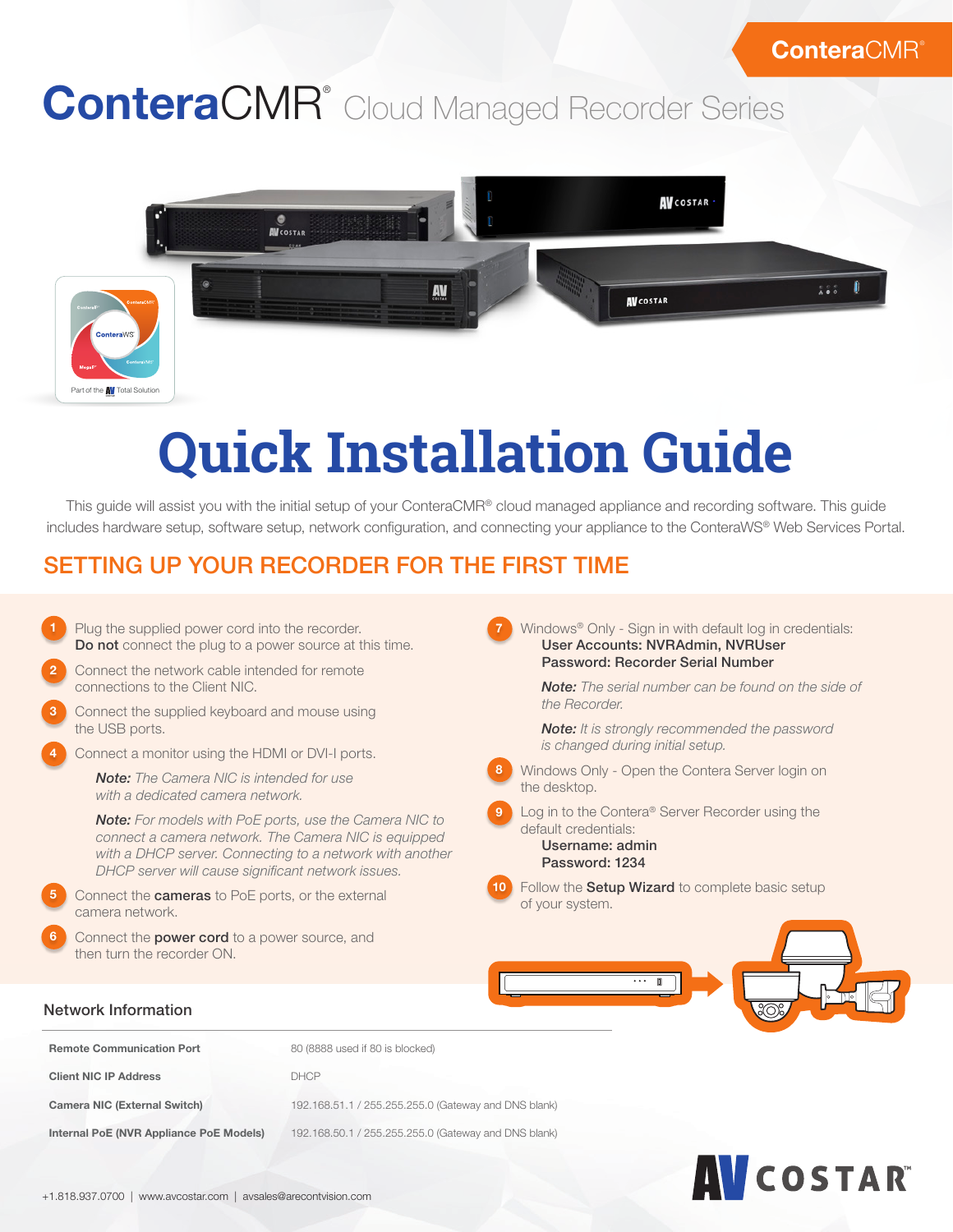# ConteraCMR® Cloud Managed Recorder Series

# Quick Installation Guide

This guide will assist you with the initial setup of your ConteraCMR® cloud managed appliance and recording software. This guide includes hardware setup, software setup, network configuration, and connecting your appliance to the ConteraWS® Web Services Portal.

## SETTING UP YOUR RECORDER FOR THE FIRST TIME

1. Plug the supplied power cord into the recorder. **Do not** connect the plug to a power source at this time.
2. Connect the network cable intended for remote connections to the Client NIC.
3. Connect the supplied keyboard and mouse using the USB ports.
4. Connect a monitor using the HDMI or DVI-I ports.

   ***Note:*** *The Camera NIC is intended for use with a dedicated camera network.*

   ***Note:*** *For models with PoE ports, use the Camera NIC to connect a camera network. The Camera NIC is equipped with a DHCP server. Connecting to a network with another DHCP server will cause significant network issues.*
5. Connect the **cameras** to PoE ports, or the external camera network.
6. Connect the **power cord** to a power source, and then turn the recorder ON.
7. Windows® Only - Sign in with default log in credentials:
   **User Accounts: NVRAdmin, NVRUser**
   **Password: Recorder Serial Number**

   ***Note:*** *The serial number can be found on the side of the Recorder.*

   ***Note:*** *It is strongly recommended the password is changed during initial setup.*
8. Windows Only - Open the Contera Server login on the desktop.
9. Log in to the Contera® Server Recorder using the default credentials:
   **Username: admin**
   **Password: 1234**
10. Follow the **Setup Wizard** to complete basic setup of your system.

### Network Information

| | |
|---|---|
| **Remote Communication Port** | 80 (8888 used if 80 is blocked) |
| **Client NIC IP Address** | DHCP |
| **Camera NIC (External Switch)** | 192.168.51.1 / 255.255.255.0 (Gateway and DNS blank) |
| **Internal PoE (NVR Appliance PoE Models)** | 192.168.50.1 / 255.255.255.0 (Gateway and DNS blank) |

+1.818.937.0700 | www.avcostar.com | avsales@arecontvision.com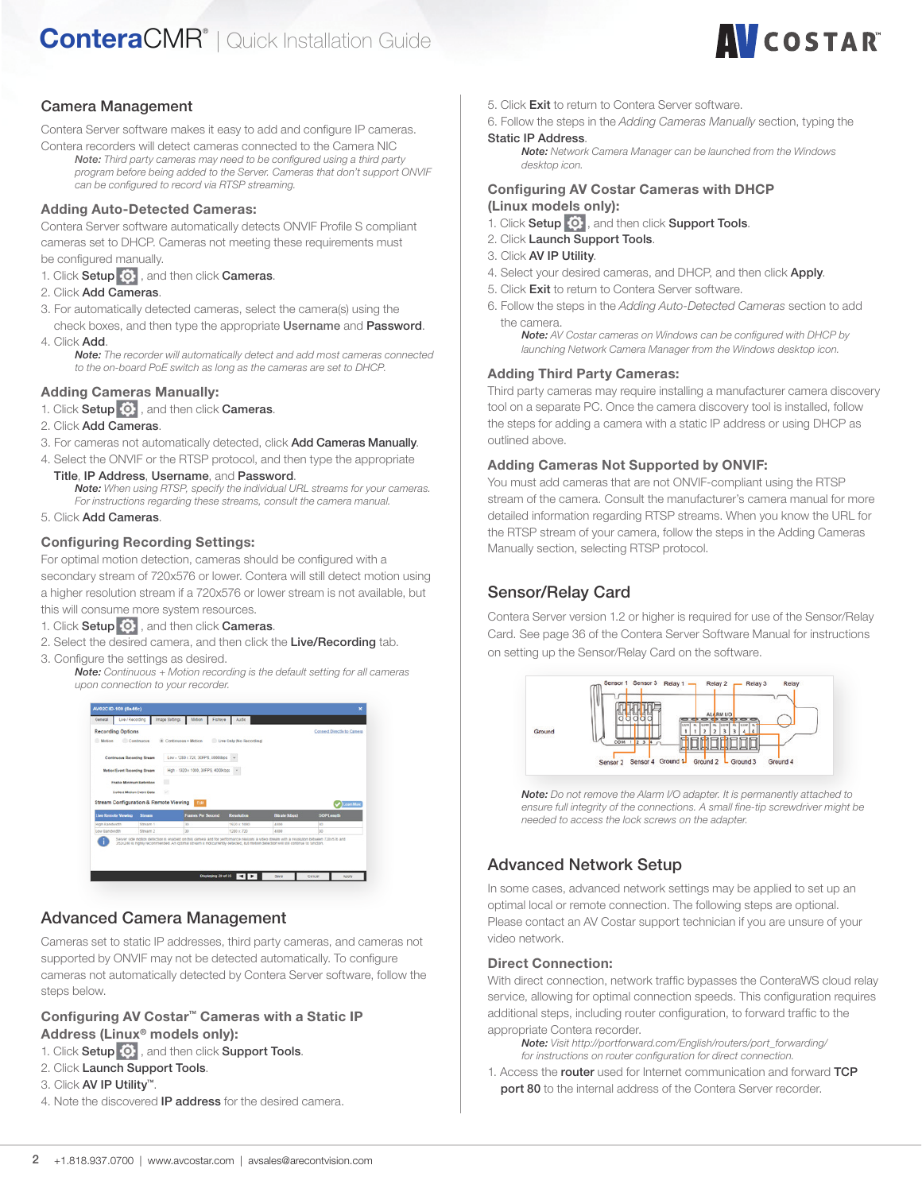## Camera Management

Contera Server software makes it easy to add and configure IP cameras. Contera recorders will detect cameras connected to the Camera NIC

> ***Note:*** *Third party cameras may need to be configured using a third party program before being added to the Server. Cameras that don't support ONVIF can be configured to record via RTSP streaming.*

### Adding Auto-Detected Cameras:

Contera Server software automatically detects ONVIF Profile S compliant cameras set to DHCP. Cameras not meeting these requirements must be configured manually.

1. Click **Setup**, and then click **Cameras**.
2. Click **Add Cameras**.
3. For automatically detected cameras, select the camera(s) using the check boxes, and then type the appropriate **Username** and **Password**.
4. Click **Add**.

> ***Note:*** *The recorder will automatically detect and add most cameras connected to the on-board PoE switch as long as the cameras are set to DHCP.*

### Adding Cameras Manually:

1. Click **Setup**, and then click **Cameras**.
2. Click **Add Cameras**.
3. For cameras not automatically detected, click **Add Cameras Manually**.
4. Select the ONVIF or the RTSP protocol, and then type the appropriate **Title**, **IP Address**, **Username**, and **Password**.

> ***Note:*** *When using RTSP, specify the individual URL streams for your cameras. For instructions regarding these streams, consult the camera manual.*

5. Click **Add Cameras**.

### Configuring Recording Settings:

For optimal motion detection, cameras should be configured with a secondary stream of 720x576 or lower. Contera will still detect motion using a higher resolution stream if a 720x576 or lower stream is not available, but this will consume more system resources.

1. Click **Setup**, and then click **Cameras**.
2. Select the desired camera, and then click the **Live/Recording** tab.
3. Configure the settings as desired.

> ***Note:*** *Continuous + Motion recording is the default setting for all cameras upon connection to your recorder.*

## Advanced Camera Management

Cameras set to static IP addresses, third party cameras, and cameras not supported by ONVIF may not be detected automatically. To configure cameras not automatically detected by Contera Server software, follow the steps below.

### Configuring AV Costar™ Cameras with a Static IP Address (Linux® models only):

1. Click **Setup**, and then click **Support Tools**.
2. Click **Launch Support Tools**.
3. Click **AV IP Utility™**.
4. Note the discovered **IP address** for the desired camera.
5. Click **Exit** to return to Contera Server software.
6. Follow the steps in the *Adding Cameras Manually* section, typing the **Static IP Address**.

> ***Note:*** *Network Camera Manager can be launched from the Windows desktop icon.*

### Configuring AV Costar Cameras with DHCP (Linux models only):

1. Click **Setup**, and then click **Support Tools**.
2. Click **Launch Support Tools**.
3. Click **AV IP Utility**.
4. Select your desired cameras, and DHCP, and then click **Apply**.
5. Click **Exit** to return to Contera Server software.
6. Follow the steps in the *Adding Auto-Detected Cameras* section to add the camera.

> ***Note:*** *AV Costar cameras on Windows can be configured with DHCP by launching Network Camera Manager from the Windows desktop icon.*

### Adding Third Party Cameras:

Third party cameras may require installing a manufacturer camera discovery tool on a separate PC. Once the camera discovery tool is installed, follow the steps for adding a camera with a static IP address or using DHCP as outlined above.

### Adding Cameras Not Supported by ONVIF:

You must add cameras that are not ONVIF-compliant using the RTSP stream of the camera. Consult the manufacturer's camera manual for more detailed information regarding RTSP streams. When you know the URL for the RTSP stream of your camera, follow the steps in the Adding Cameras Manually section, selecting RTSP protocol.

## Sensor/Relay Card

Contera Server version 1.2 or higher is required for use of the Sensor/Relay Card. See page 36 of the Contera Server Software Manual for instructions on setting up the Sensor/Relay Card on the software.

> ***Note:*** *Do not remove the Alarm I/O adapter. It is permanently attached to ensure full integrity of the connections. A small fine-tip screwdriver might be needed to access the lock screws on the adapter.*

## Advanced Network Setup

In some cases, advanced network settings may be applied to set up an optimal local or remote connection. The following steps are optional. Please contact an AV Costar support technician if you are unsure of your video network.

### Direct Connection:

With direct connection, network traffic bypasses the ConteraWS cloud relay service, allowing for optimal connection speeds. This configuration requires additional steps, including router configuration, to forward traffic to the appropriate Contera recorder.

> ***Note:*** *Visit http://portforward.com/English/routers/port_forwarding/ for instructions on router configuration for direct connection.*

1. Access the **router** used for Internet communication and forward **TCP port 80** to the internal address of the Contera Server recorder.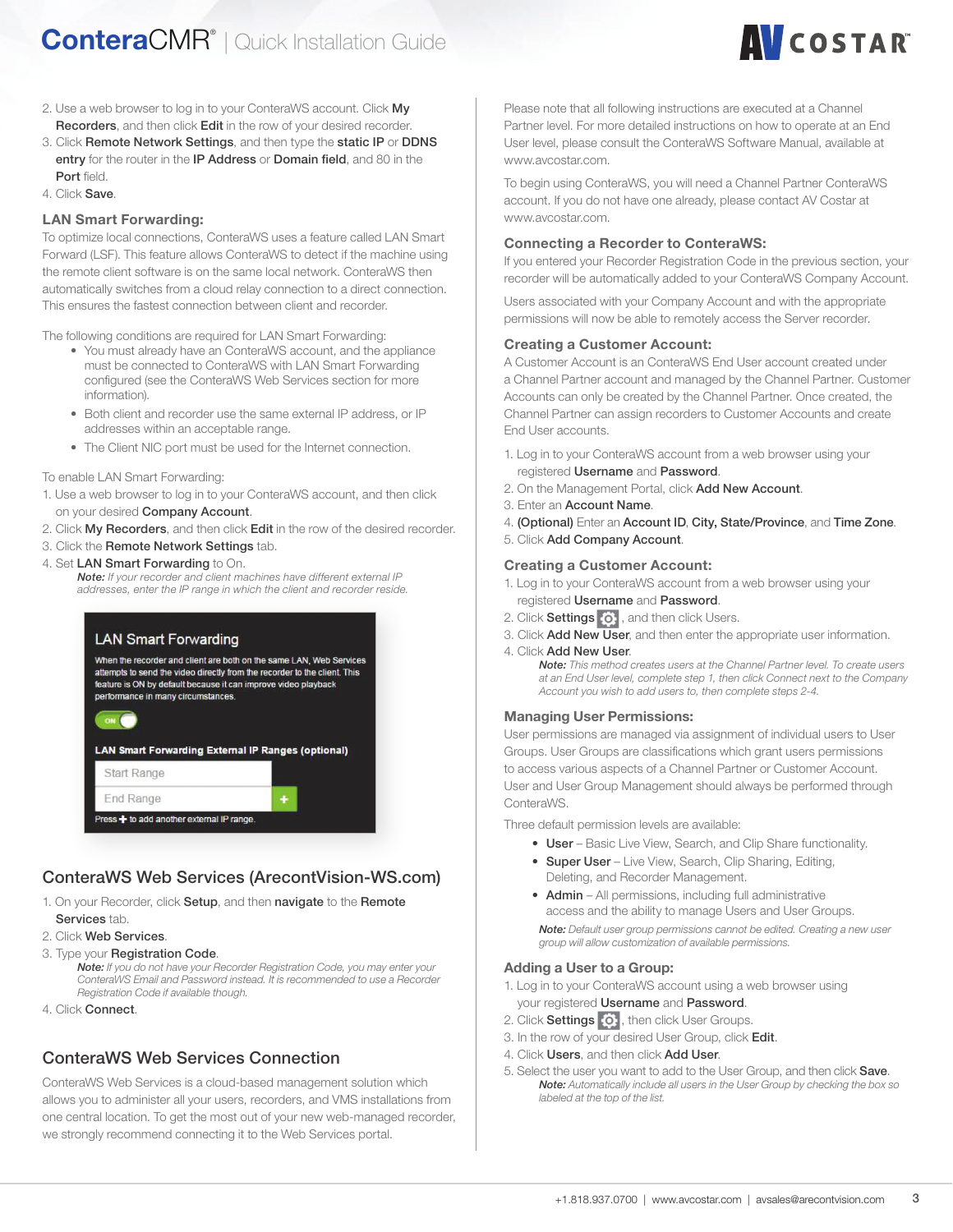2. Use a web browser to log in to your ConteraWS account. Click **My Recorders**, and then click **Edit** in the row of your desired recorder.
3. Click **Remote Network Settings**, and then type the **static IP** or **DDNS entry** for the router in the **IP Address** or **Domain field**, and 80 in the **Port** field.
4. Click **Save**.

### LAN Smart Forwarding:

To optimize local connections, ConteraWS uses a feature called LAN Smart Forward (LSF). This feature allows ConteraWS to detect if the machine using the remote client software is on the same local network. ConteraWS then automatically switches from a cloud relay connection to a direct connection. This ensures the fastest connection between client and recorder.

The following conditions are required for LAN Smart Forwarding:

- You must already have an ConteraWS account, and the appliance must be connected to ConteraWS with LAN Smart Forwarding configured (see the ConteraWS Web Services section for more information).
- Both client and recorder use the same external IP address, or IP addresses within an acceptable range.
- The Client NIC port must be used for the Internet connection.

To enable LAN Smart Forwarding:

1. Use a web browser to log in to your ConteraWS account, and then click on your desired **Company Account**.
2. Click **My Recorders**, and then click **Edit** in the row of the desired recorder.
3. Click the **Remote Network Settings** tab.
4. Set **LAN Smart Forwarding** to On.
   ***Note:*** *If your recorder and client machines have different external IP addresses, enter the IP range in which the client and recorder reside.*

LAN Smart Forwarding

When the recorder and client are both on the same LAN, Web Services attempts to send the video directly from the recorder to the client. This feature is ON by default because it can improve video playback performance in many circumstances.

ON

LAN Smart Forwarding External IP Ranges (optional)

Start Range

End Range

Press + to add another external IP range.

## ConteraWS Web Services (ArecontVision-WS.com)

1. On your Recorder, click **Setup**, and then **navigate** to the **Remote Services** tab.
2. Click **Web Services**.
3. Type your **Registration Code**.
   ***Note:*** *If you do not have your Recorder Registration Code, you may enter your ConteraWS Email and Password instead. It is recommended to use a Recorder Registration Code if available though.*
4. Click **Connect**.

## ConteraWS Web Services Connection

ConteraWS Web Services is a cloud-based management solution which allows you to administer all your users, recorders, and VMS installations from one central location. To get the most out of your new web-managed recorder, we strongly recommend connecting it to the Web Services portal.

Please note that all following instructions are executed at a Channel Partner level. For more detailed instructions on how to operate at an End User level, please consult the ConteraWS Software Manual, available at www.avcostar.com.

To begin using ConteraWS, you will need a Channel Partner ConteraWS account. If you do not have one already, please contact AV Costar at www.avcostar.com.

### Connecting a Recorder to ConteraWS:

If you entered your Recorder Registration Code in the previous section, your recorder will be automatically added to your ConteraWS Company Account.

Users associated with your Company Account and with the appropriate permissions will now be able to remotely access the Server recorder.

### Creating a Customer Account:

A Customer Account is an ConteraWS End User account created under a Channel Partner account and managed by the Channel Partner. Customer Accounts can only be created by the Channel Partner. Once created, the Channel Partner can assign recorders to Customer Accounts and create End User accounts.

1. Log in to your ConteraWS account from a web browser using your registered **Username** and **Password**.
2. On the Management Portal, click **Add New Account**.
3. Enter an **Account Name**.
4. **(Optional)** Enter an **Account ID**, **City, State/Province**, and **Time Zone**.
5. Click **Add Company Account**.

### Creating a Customer Account:

1. Log in to your ConteraWS account from a web browser using your registered **Username** and **Password**.
2. Click **Settings**, and then click Users.
3. Click **Add New User**, and then enter the appropriate user information.
4. Click **Add New User**.
   ***Note:*** *This method creates users at the Channel Partner level. To create users at an End User level, complete step 1, then click Connect next to the Company Account you wish to add users to, then complete steps 2-4.*

### Managing User Permissions:

User permissions are managed via assignment of individual users to User Groups. User Groups are classifications which grant users permissions to access various aspects of a Channel Partner or Customer Account. User and User Group Management should always be performed through ConteraWS.

Three default permission levels are available:

- **User** – Basic Live View, Search, and Clip Share functionality.
- **Super User** – Live View, Search, Clip Sharing, Editing, Deleting, and Recorder Management.
- **Admin** – All permissions, including full administrative access and the ability to manage Users and User Groups.

***Note:*** *Default user group permissions cannot be edited. Creating a new user group will allow customization of available permissions.*

### Adding a User to a Group:

1. Log in to your ConteraWS account using a web browser using your registered **Username** and **Password**.
2. Click **Settings**, then click User Groups.
3. In the row of your desired User Group, click **Edit**.
4. Click **Users**, and then click **Add User**.
5. Select the user you want to add to the User Group, and then click **Save**.
   ***Note:*** *Automatically include all users in the User Group by checking the box so labeled at the top of the list.*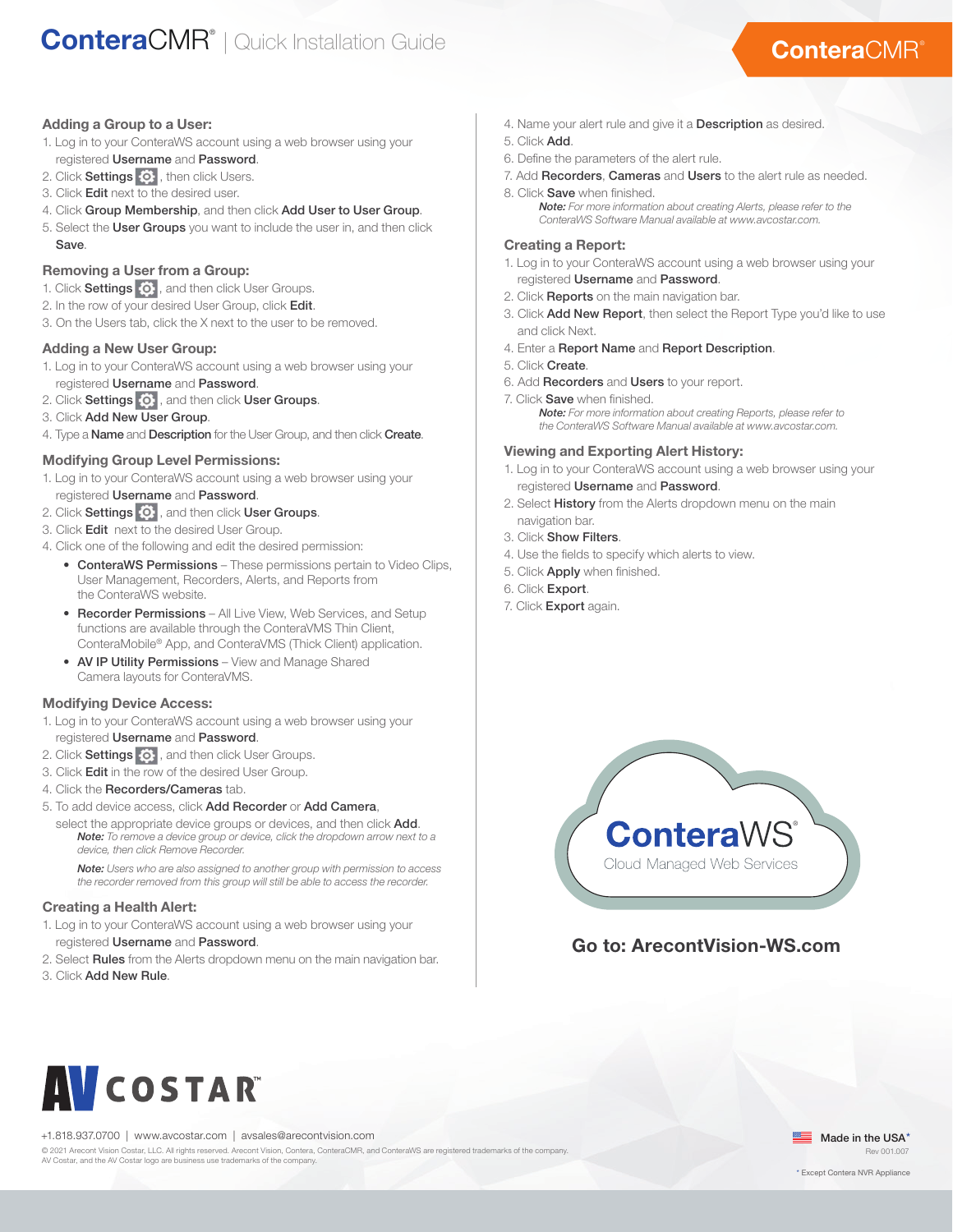# ConteraCMR® | Quick Installation Guide

### Adding a Group to a User:

1. Log in to your ConteraWS account using a web browser using your registered **Username** and **Password**.
2. Click **Settings**, then click Users.
3. Click **Edit** next to the desired user.
4. Click **Group Membership**, and then click **Add User to User Group**.
5. Select the **User Groups** you want to include the user in, and then click **Save**.

### Removing a User from a Group:

1. Click **Settings**, and then click User Groups.
2. In the row of your desired User Group, click **Edit**.
3. On the Users tab, click the X next to the user to be removed.

### Adding a New User Group:

1. Log in to your ConteraWS account using a web browser using your registered **Username** and **Password**.
2. Click **Settings**, and then click **User Groups**.
3. Click **Add New User Group**.
4. Type a **Name** and **Description** for the User Group, and then click **Create**.

### Modifying Group Level Permissions:

1. Log in to your ConteraWS account using a web browser using your registered **Username** and **Password**.
2. Click **Settings**, and then click **User Groups**.
3. Click **Edit** next to the desired User Group.
4. Click one of the following and edit the desired permission:
   - **ConteraWS Permissions** – These permissions pertain to Video Clips, User Management, Recorders, Alerts, and Reports from the ConteraWS website.
   - **Recorder Permissions** – All Live View, Web Services, and Setup functions are available through the ConteraVMS Thin Client, ConteraMobile® App, and ConteraVMS (Thick Client) application.
   - **AV IP Utility Permissions** – View and Manage Shared Camera layouts for ConteraVMS.

### Modifying Device Access:

1. Log in to your ConteraWS account using a web browser using your registered **Username** and **Password**.
2. Click **Settings**, and then click User Groups.
3. Click **Edit** in the row of the desired User Group.
4. Click the **Recorders/Cameras** tab.
5. To add device access, click **Add Recorder** or **Add Camera**, select the appropriate device groups or devices, and then click **Add**.

   ***Note:*** *To remove a device group or device, click the dropdown arrow next to a device, then click Remove Recorder.*

   ***Note:*** *Users who are also assigned to another group with permission to access the recorder removed from this group will still be able to access the recorder.*

### Creating a Health Alert:

1. Log in to your ConteraWS account using a web browser using your registered **Username** and **Password**.
2. Select **Rules** from the Alerts dropdown menu on the main navigation bar.
3. Click **Add New Rule**.
4. Name your alert rule and give it a **Description** as desired.
5. Click **Add**.
6. Define the parameters of the alert rule.
7. Add **Recorders**, **Cameras** and **Users** to the alert rule as needed.
8. Click **Save** when finished.

   ***Note:*** *For more information about creating Alerts, please refer to the ConteraWS Software Manual available at www.avcostar.com.*

### Creating a Report:

1. Log in to your ConteraWS account using a web browser using your registered **Username** and **Password**.
2. Click **Reports** on the main navigation bar.
3. Click **Add New Report**, then select the Report Type you'd like to use and click Next.
4. Enter a **Report Name** and **Report Description**.
5. Click **Create**.
6. Add **Recorders** and **Users** to your report.
7. Click **Save** when finished.

   ***Note:*** *For more information about creating Reports, please refer to the ConteraWS Software Manual available at www.avcostar.com.*

### Viewing and Exporting Alert History:

1. Log in to your ConteraWS account using a web browser using your registered **Username** and **Password**.
2. Select **History** from the Alerts dropdown menu on the main navigation bar.
3. Click **Show Filters**.
4. Use the fields to specify which alerts to view.
5. Click **Apply** when finished.
6. Click **Export**.
7. Click **Export** again.

ConteraWS®
Cloud Managed Web Services

**Go to: ArecontVision-WS.com**

AV COSTAR™

+1.818.937.0700 | www.avcostar.com | avsales@arecontvision.com

© 2021 Arecont Vision Costar, LLC. All rights reserved. Arecont Vision, Contera, ConteraCMR, and ConteraWS are registered trademarks of the company. AV Costar, and the AV Costar logo are business use trademarks of the company.

Made in the USA*

Rev 001.007

* Except Contera NVR Appliance